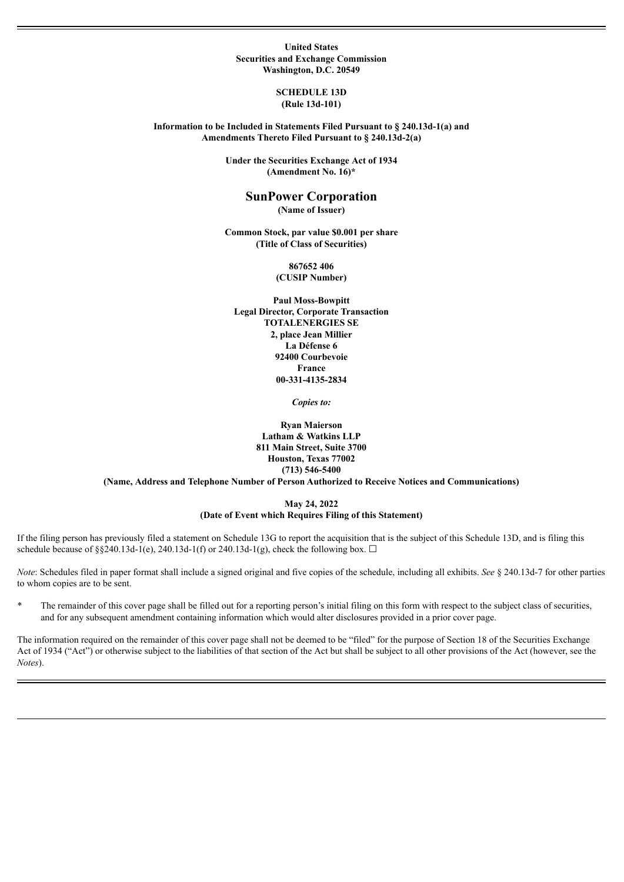**United States**
**Securities and Exchange Commission**
**Washington, D.C. 20549**

**SCHEDULE 13D**
**(Rule 13d-101)**

**Information to be Included in Statements Filed Pursuant to § 240.13d-1(a) and Amendments Thereto Filed Pursuant to § 240.13d-2(a)**

**Under the Securities Exchange Act of 1934**
**(Amendment No. 16)***

# SunPower Corporation

**(Name of Issuer)**

**Common Stock, par value $0.001 per share**
**(Title of Class of Securities)**

**867652 406**
**(CUSIP Number)**

**Paul Moss-Bowpitt**
**Legal Director, Corporate Transaction**
**TOTALENERGIES SE**
**2, place Jean Millier**
**La Défense 6**
**92400 Courbevoie**
**France**
**00-331-4135-2834**

***Copies to:***

**Ryan Maierson**
**Latham & Watkins LLP**
**811 Main Street, Suite 3700**
**Houston, Texas 77002**
**(713) 546-5400**
**(Name, Address and Telephone Number of Person Authorized to Receive Notices and Communications)**

**May 24, 2022**
**(Date of Event which Requires Filing of this Statement)**

If the filing person has previously filed a statement on Schedule 13G to report the acquisition that is the subject of this Schedule 13D, and is filing this schedule because of §§240.13d-1(e), 240.13d-1(f) or 240.13d-1(g), check the following box. ☐

*Note*: Schedules filed in paper format shall include a signed original and five copies of the schedule, including all exhibits. *See* § 240.13d-7 for other parties to whom copies are to be sent.

\* The remainder of this cover page shall be filled out for a reporting person's initial filing on this form with respect to the subject class of securities, and for any subsequent amendment containing information which would alter disclosures provided in a prior cover page.

The information required on the remainder of this cover page shall not be deemed to be "filed" for the purpose of Section 18 of the Securities Exchange Act of 1934 ("Act") or otherwise subject to the liabilities of that section of the Act but shall be subject to all other provisions of the Act (however, see the *Notes*).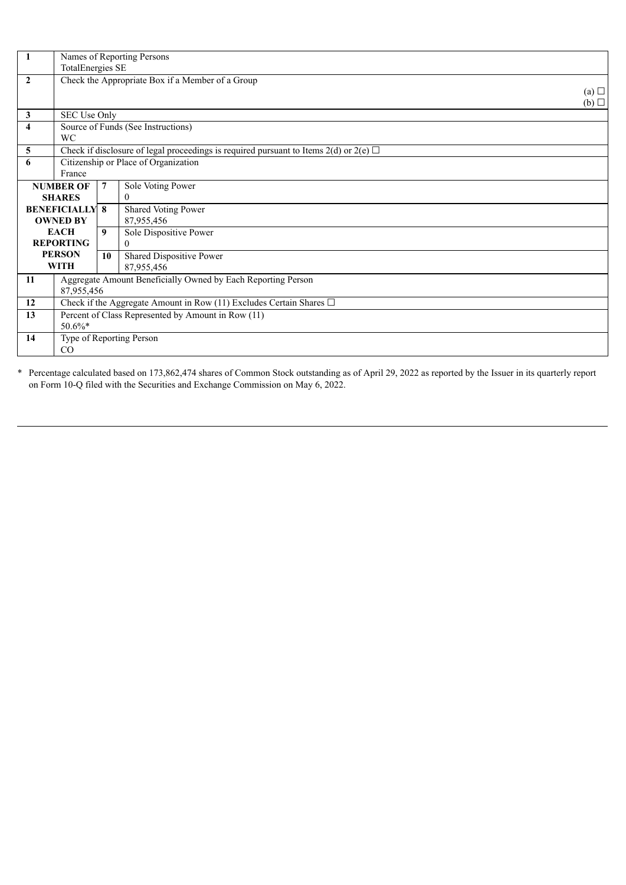| | | | |
|---|---|---|---|
| **1** | Names of Reporting Persons<br>TotalEnergies SE | | |
| **2** | Check the Appropriate Box if a Member of a Group<br>(a) ☐<br>(b) ☐ | | |
| **3** | SEC Use Only | | |
| **4** | Source of Funds (See Instructions)<br>WC | | |
| **5** | Check if disclosure of legal proceedings is required pursuant to Items 2(d) or 2(e) ☐ | | |
| **6** | Citizenship or Place of Organization<br>France | | |
| **NUMBER OF SHARES BENEFICIALLY OWNED BY EACH REPORTING PERSON WITH** | | **7** | Sole Voting Power<br>0 |
| | | **8** | Shared Voting Power<br>87,955,456 |
| | | **9** | Sole Dispositive Power<br>0 |
| | | **10** | Shared Dispositive Power<br>87,955,456 |
| **11** | Aggregate Amount Beneficially Owned by Each Reporting Person<br>87,955,456 | | |
| **12** | Check if the Aggregate Amount in Row (11) Excludes Certain Shares ☐ | | |
| **13** | Percent of Class Represented by Amount in Row (11)<br>50.6%* | | |
| **14** | Type of Reporting Person<br>CO | | |

\* Percentage calculated based on 173,862,474 shares of Common Stock outstanding as of April 29, 2022 as reported by the Issuer in its quarterly report on Form 10-Q filed with the Securities and Exchange Commission on May 6, 2022.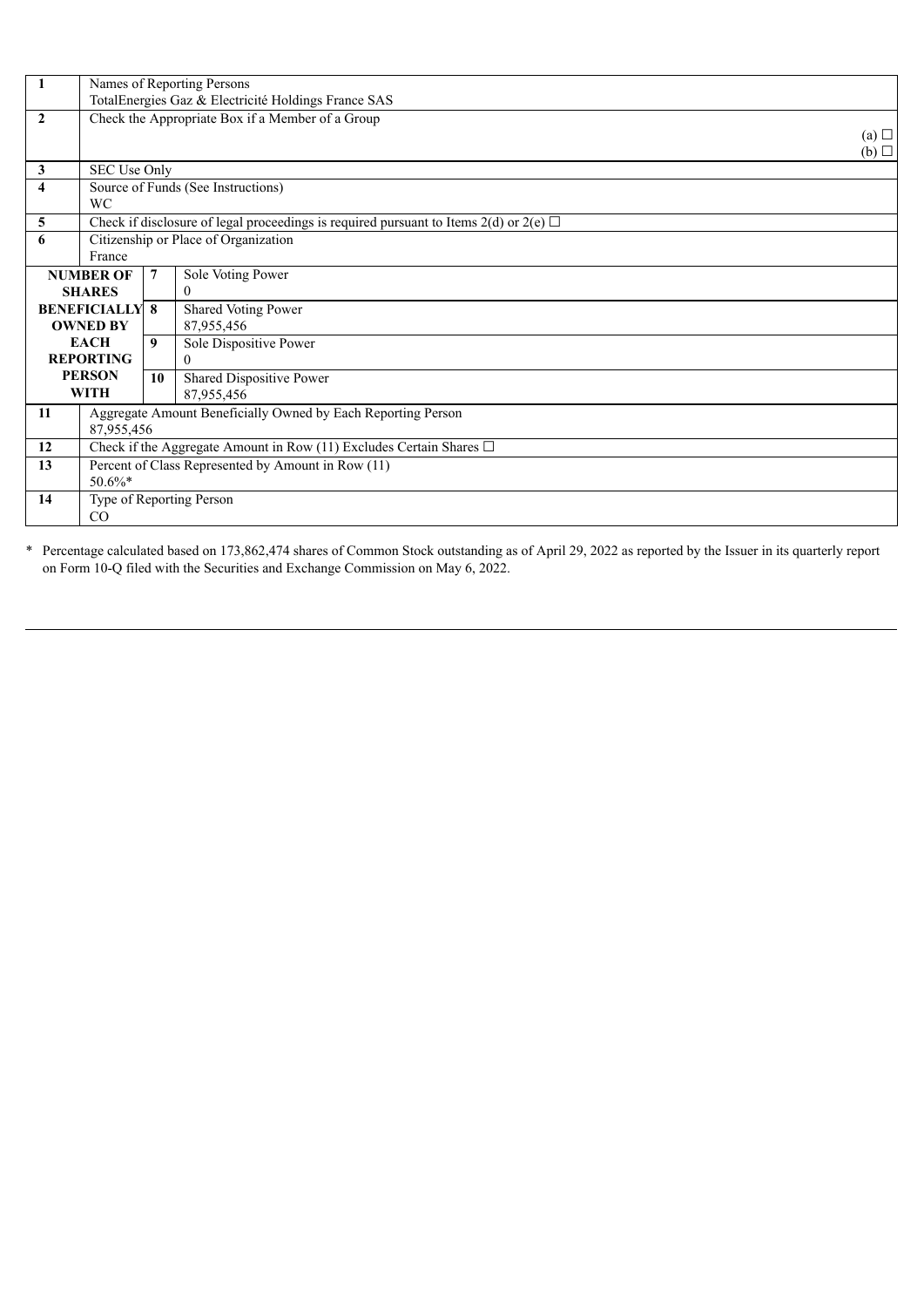| 1 | Names of Reporting Persons<br>TotalEnergies Gaz & Electricité Holdings France SAS | | |
|---|---|---|---|
| 2 | Check the Appropriate Box if a Member of a Group<br>(a) ☐<br>(b) ☐ | | |
| 3 | SEC Use Only | | |
| 4 | Source of Funds (See Instructions)<br>WC | | |
| 5 | Check if disclosure of legal proceedings is required pursuant to Items 2(d) or 2(e) ☐ | | |
| 6 | Citizenship or Place of Organization<br>France | | |
| NUMBER OF SHARES BENEFICIALLY OWNED BY EACH REPORTING PERSON WITH | 7 | Sole Voting Power<br>0 | |
| | 8 | Shared Voting Power<br>87,955,456 | |
| | 9 | Sole Dispositive Power<br>0 | |
| | 10 | Shared Dispositive Power<br>87,955,456 | |
| 11 | Aggregate Amount Beneficially Owned by Each Reporting Person<br>87,955,456 | | |
| 12 | Check if the Aggregate Amount in Row (11) Excludes Certain Shares ☐ | | |
| 13 | Percent of Class Represented by Amount in Row (11)<br>50.6%* | | |
| 14 | Type of Reporting Person<br>CO | | |

\* Percentage calculated based on 173,862,474 shares of Common Stock outstanding as of April 29, 2022 as reported by the Issuer in its quarterly report on Form 10-Q filed with the Securities and Exchange Commission on May 6, 2022.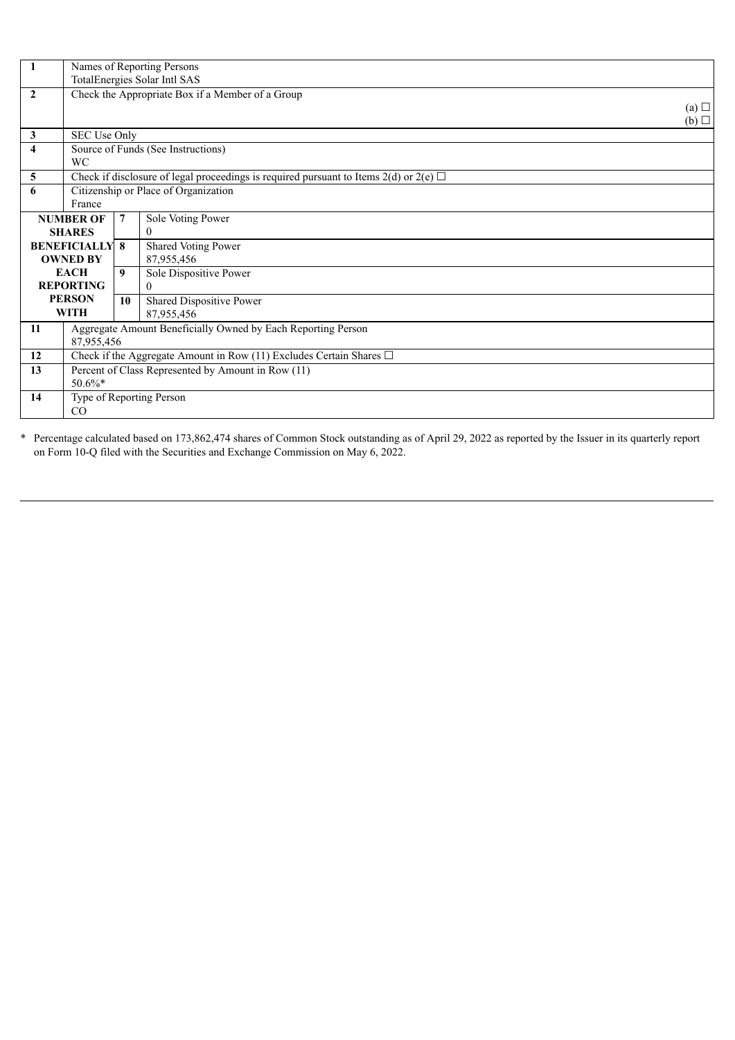| | | | |
|---|---|---|---|
| **1** | Names of Reporting Persons<br>TotalEnergies Solar Intl SAS | | |
| **2** | Check the Appropriate Box if a Member of a Group<br>(a) ☐<br>(b) ☐ | | |
| **3** | SEC Use Only | | |
| **4** | Source of Funds (See Instructions)<br>WC | | |
| **5** | Check if disclosure of legal proceedings is required pursuant to Items 2(d) or 2(e) ☐ | | |
| **6** | Citizenship or Place of Organization<br>France | | |
| **NUMBER OF SHARES BENEFICIALLY OWNED BY EACH REPORTING PERSON WITH** | | **7** | Sole Voting Power<br>0 |
| | | **8** | Shared Voting Power<br>87,955,456 |
| | | **9** | Sole Dispositive Power<br>0 |
| | | **10** | Shared Dispositive Power<br>87,955,456 |
| **11** | Aggregate Amount Beneficially Owned by Each Reporting Person<br>87,955,456 | | |
| **12** | Check if the Aggregate Amount in Row (11) Excludes Certain Shares ☐ | | |
| **13** | Percent of Class Represented by Amount in Row (11)<br>50.6%* | | |
| **14** | Type of Reporting Person<br>CO | | |

\* Percentage calculated based on 173,862,474 shares of Common Stock outstanding as of April 29, 2022 as reported by the Issuer in its quarterly report on Form 10-Q filed with the Securities and Exchange Commission on May 6, 2022.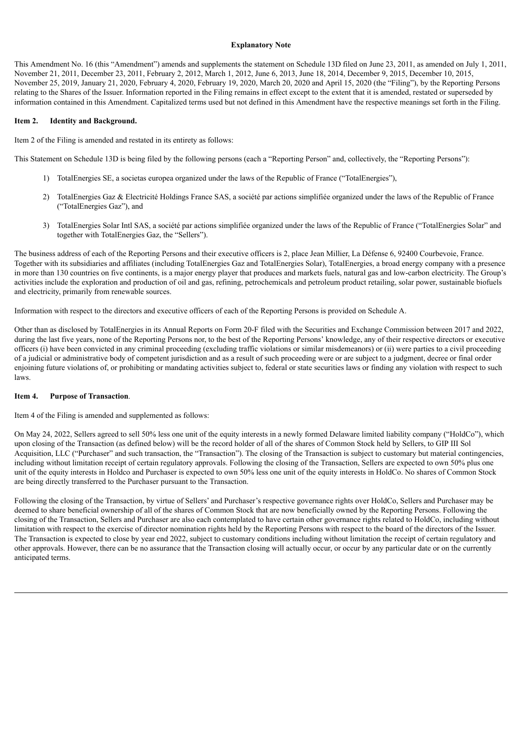**Explanatory Note**

This Amendment No. 16 (this "Amendment") amends and supplements the statement on Schedule 13D filed on June 23, 2011, as amended on July 1, 2011, November 21, 2011, December 23, 2011, February 2, 2012, March 1, 2012, June 6, 2013, June 18, 2014, December 9, 2015, December 10, 2015, November 25, 2019, January 21, 2020, February 4, 2020, February 19, 2020, March 20, 2020 and April 15, 2020 (the "Filing"), by the Reporting Persons relating to the Shares of the Issuer. Information reported in the Filing remains in effect except to the extent that it is amended, restated or superseded by information contained in this Amendment. Capitalized terms used but not defined in this Amendment have the respective meanings set forth in the Filing.

**Item 2. Identity and Background.**

Item 2 of the Filing is amended and restated in its entirety as follows:

This Statement on Schedule 13D is being filed by the following persons (each a "Reporting Person" and, collectively, the "Reporting Persons"):

1) TotalEnergies SE, a societas europea organized under the laws of the Republic of France ("TotalEnergies"),

2) TotalEnergies Gaz & Electricité Holdings France SAS, a société par actions simplifiée organized under the laws of the Republic of France ("TotalEnergies Gaz"), and

3) TotalEnergies Solar Intl SAS, a société par actions simplifiée organized under the laws of the Republic of France ("TotalEnergies Solar" and together with TotalEnergies Gaz, the "Sellers").

The business address of each of the Reporting Persons and their executive officers is 2, place Jean Millier, La Défense 6, 92400 Courbevoie, France. Together with its subsidiaries and affiliates (including TotalEnergies Gaz and TotalEnergies Solar), TotalEnergies, a broad energy company with a presence in more than 130 countries on five continents, is a major energy player that produces and markets fuels, natural gas and low-carbon electricity. The Group's activities include the exploration and production of oil and gas, refining, petrochemicals and petroleum product retailing, solar power, sustainable biofuels and electricity, primarily from renewable sources.

Information with respect to the directors and executive officers of each of the Reporting Persons is provided on Schedule A.

Other than as disclosed by TotalEnergies in its Annual Reports on Form 20-F filed with the Securities and Exchange Commission between 2017 and 2022, during the last five years, none of the Reporting Persons nor, to the best of the Reporting Persons' knowledge, any of their respective directors or executive officers (i) have been convicted in any criminal proceeding (excluding traffic violations or similar misdemeanors) or (ii) were parties to a civil proceeding of a judicial or administrative body of competent jurisdiction and as a result of such proceeding were or are subject to a judgment, decree or final order enjoining future violations of, or prohibiting or mandating activities subject to, federal or state securities laws or finding any violation with respect to such laws.

**Item 4. Purpose of Transaction**.

Item 4 of the Filing is amended and supplemented as follows:

On May 24, 2022, Sellers agreed to sell 50% less one unit of the equity interests in a newly formed Delaware limited liability company ("HoldCo"), which upon closing of the Transaction (as defined below) will be the record holder of all of the shares of Common Stock held by Sellers, to GIP III Sol Acquisition, LLC ("Purchaser" and such transaction, the "Transaction"). The closing of the Transaction is subject to customary but material contingencies, including without limitation receipt of certain regulatory approvals. Following the closing of the Transaction, Sellers are expected to own 50% plus one unit of the equity interests in Holdco and Purchaser is expected to own 50% less one unit of the equity interests in HoldCo. No shares of Common Stock are being directly transferred to the Purchaser pursuant to the Transaction.

Following the closing of the Transaction, by virtue of Sellers' and Purchaser's respective governance rights over HoldCo, Sellers and Purchaser may be deemed to share beneficial ownership of all of the shares of Common Stock that are now beneficially owned by the Reporting Persons. Following the closing of the Transaction, Sellers and Purchaser are also each contemplated to have certain other governance rights related to HoldCo, including without limitation with respect to the exercise of director nomination rights held by the Reporting Persons with respect to the board of the directors of the Issuer. The Transaction is expected to close by year end 2022, subject to customary conditions including without limitation the receipt of certain regulatory and other approvals. However, there can be no assurance that the Transaction closing will actually occur, or occur by any particular date or on the currently anticipated terms.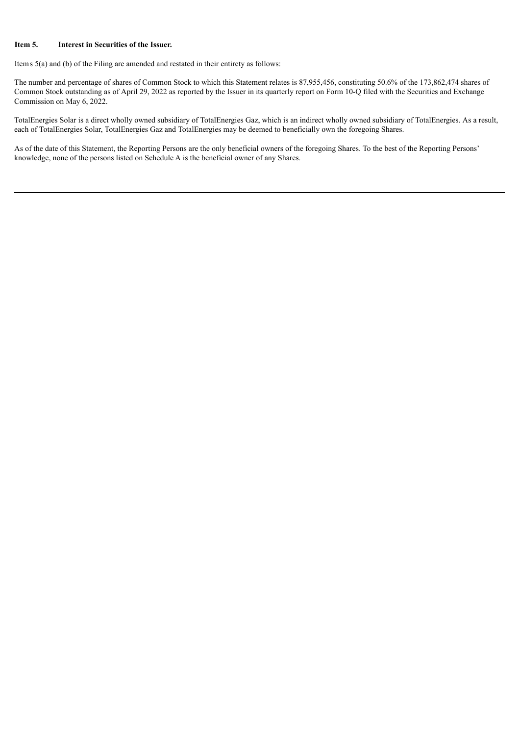**Item 5. Interest in Securities of the Issuer.**

Items 5(a) and (b) of the Filing are amended and restated in their entirety as follows:

The number and percentage of shares of Common Stock to which this Statement relates is 87,955,456, constituting 50.6% of the 173,862,474 shares of Common Stock outstanding as of April 29, 2022 as reported by the Issuer in its quarterly report on Form 10-Q filed with the Securities and Exchange Commission on May 6, 2022.

TotalEnergies Solar is a direct wholly owned subsidiary of TotalEnergies Gaz, which is an indirect wholly owned subsidiary of TotalEnergies. As a result, each of TotalEnergies Solar, TotalEnergies Gaz and TotalEnergies may be deemed to beneficially own the foregoing Shares.

As of the date of this Statement, the Reporting Persons are the only beneficial owners of the foregoing Shares. To the best of the Reporting Persons' knowledge, none of the persons listed on Schedule A is the beneficial owner of any Shares.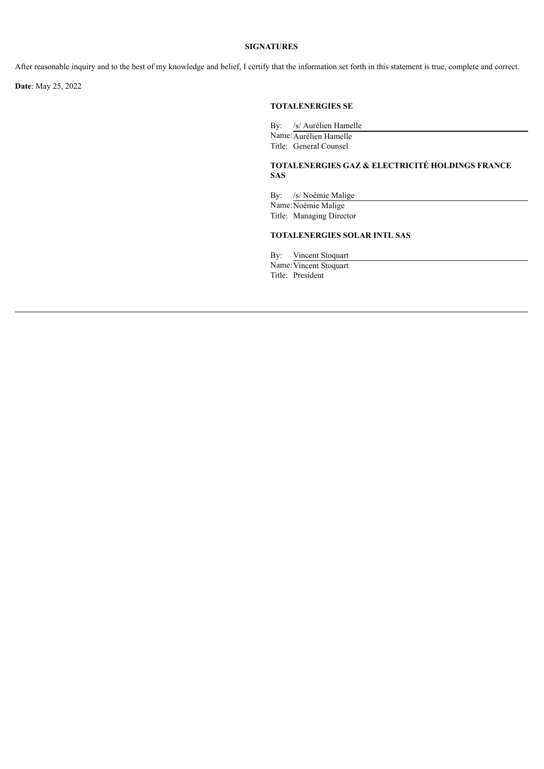**SIGNATURES**

After reasonable inquiry and to the best of my knowledge and belief, I certify that the information set forth in this statement is true, complete and correct.

**Date**: May 25, 2022

**TOTALENERGIES SE**

By: /s/ Aurélien Hamelle
Name: Aurélien Hamelle
Title: General Counsel

**TOTALENERGIES GAZ & ELECTRICITÉ HOLDINGS FRANCE SAS**

By: /s/ Noémie Malige
Name: Noémie Malige
Title: Managing Director

**TOTALENERGIES SOLAR INTL SAS**

By: Vincent Stoquart
Name: Vincent Stoquart
Title: President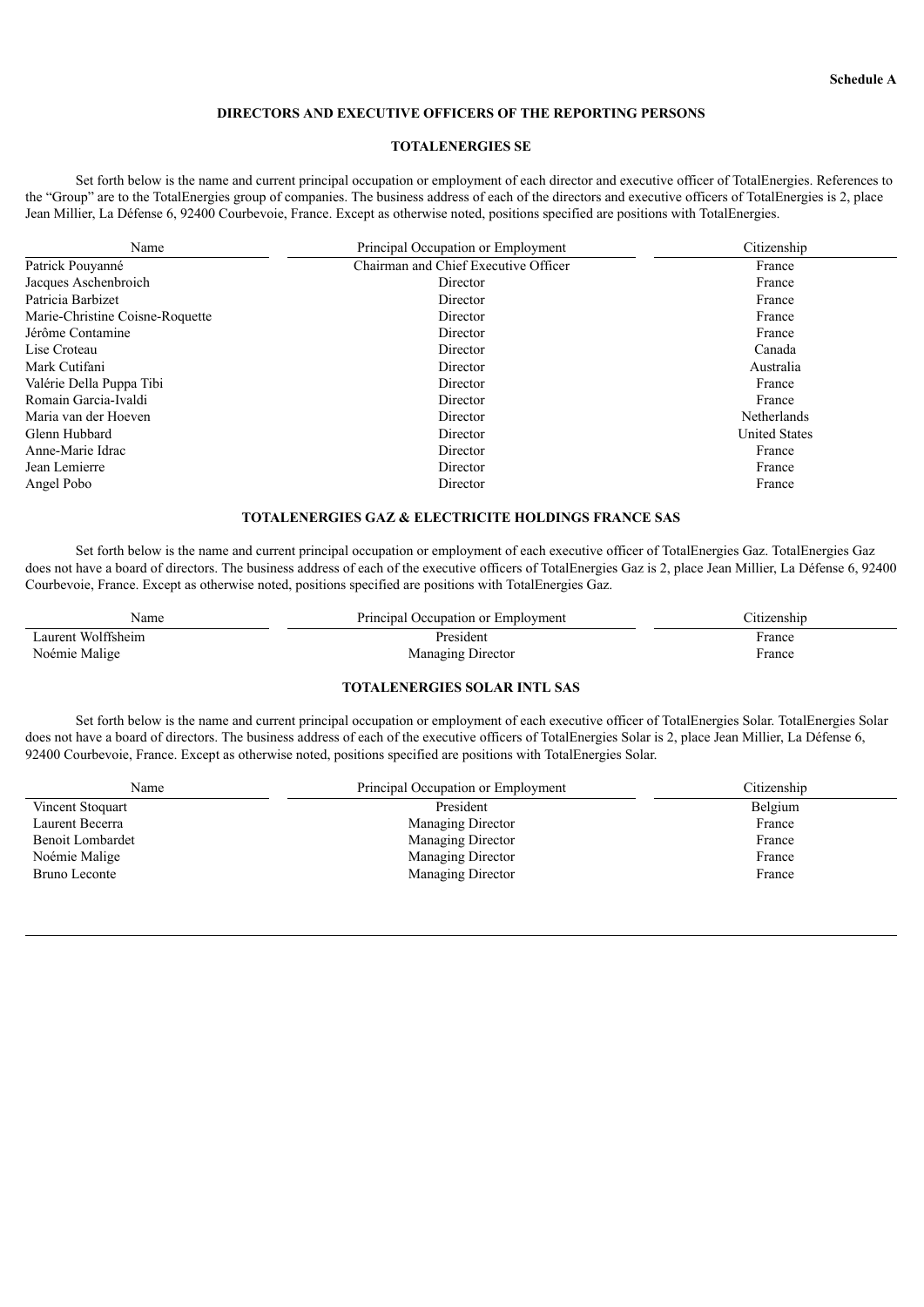**Schedule A**

## DIRECTORS AND EXECUTIVE OFFICERS OF THE REPORTING PERSONS

### TOTALENERGIES SE

Set forth below is the name and current principal occupation or employment of each director and executive officer of TotalEnergies. References to the "Group" are to the TotalEnergies group of companies. The business address of each of the directors and executive officers of TotalEnergies is 2, place Jean Millier, La Défense 6, 92400 Courbevoie, France. Except as otherwise noted, positions specified are positions with TotalEnergies.

| Name | Principal Occupation or Employment | Citizenship |
| --- | --- | --- |
| Patrick Pouyanné | Chairman and Chief Executive Officer | France |
| Jacques Aschenbroich | Director | France |
| Patricia Barbizet | Director | France |
| Marie-Christine Coisne-Roquette | Director | France |
| Jérôme Contamine | Director | France |
| Lise Croteau | Director | Canada |
| Mark Cutifani | Director | Australia |
| Valérie Della Puppa Tibi | Director | France |
| Romain Garcia-Ivaldi | Director | France |
| Maria van der Hoeven | Director | Netherlands |
| Glenn Hubbard | Director | United States |
| Anne-Marie Idrac | Director | France |
| Jean Lemierre | Director | France |
| Angel Pobo | Director | France |

### TOTALENERGIES GAZ & ELECTRICITE HOLDINGS FRANCE SAS

Set forth below is the name and current principal occupation or employment of each executive officer of TotalEnergies Gaz. TotalEnergies Gaz does not have a board of directors. The business address of each of the executive officers of TotalEnergies Gaz is 2, place Jean Millier, La Défense 6, 92400 Courbevoie, France. Except as otherwise noted, positions specified are positions with TotalEnergies Gaz.

| Name | Principal Occupation or Employment | Citizenship |
| --- | --- | --- |
| Laurent Wolffsheim | President | France |
| Noémie Malige | Managing Director | France |

### TOTALENERGIES SOLAR INTL SAS

Set forth below is the name and current principal occupation or employment of each executive officer of TotalEnergies Solar. TotalEnergies Solar does not have a board of directors. The business address of each of the executive officers of TotalEnergies Solar is 2, place Jean Millier, La Défense 6, 92400 Courbevoie, France. Except as otherwise noted, positions specified are positions with TotalEnergies Solar.

| Name | Principal Occupation or Employment | Citizenship |
| --- | --- | --- |
| Vincent Stoquart | President | Belgium |
| Laurent Becerra | Managing Director | France |
| Benoit Lombardet | Managing Director | France |
| Noémie Malige | Managing Director | France |
| Bruno Leconte | Managing Director | France |